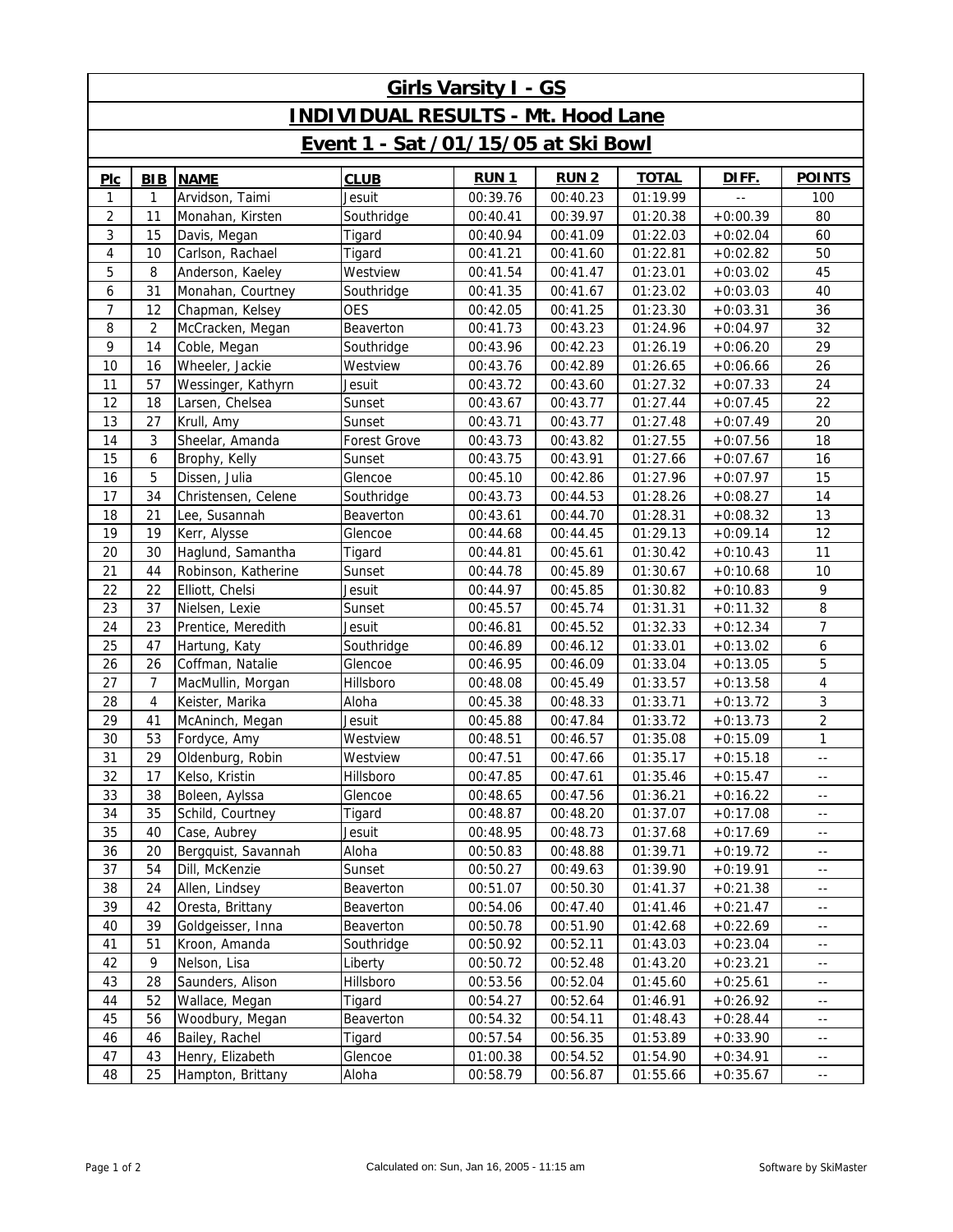# Girls Varsity I - GS

## INDIVIDUAL RESULTS - Mt. Hood Lane

## Event 1 - Sat /01/15/05 at Ski Bowl

| Plc | BIB | NAME | CLUB | RUN 1 | RUN 2 | TOTAL | DIFF. | POINTS |
|---|---|---|---|---|---|---|---|---|
| 1 | 1 | Arvidson, Taimi | Jesuit | 00:39.76 | 00:40.23 | 01:19.99 | -- | 100 |
| 2 | 11 | Monahan, Kirsten | Southridge | 00:40.41 | 00:39.97 | 01:20.38 | +0:00.39 | 80 |
| 3 | 15 | Davis, Megan | Tigard | 00:40.94 | 00:41.09 | 01:22.03 | +0:02.04 | 60 |
| 4 | 10 | Carlson, Rachael | Tigard | 00:41.21 | 00:41.60 | 01:22.81 | +0:02.82 | 50 |
| 5 | 8 | Anderson, Kaeley | Westview | 00:41.54 | 00:41.47 | 01:23.01 | +0:03.02 | 45 |
| 6 | 31 | Monahan, Courtney | Southridge | 00:41.35 | 00:41.67 | 01:23.02 | +0:03.03 | 40 |
| 7 | 12 | Chapman, Kelsey | OES | 00:42.05 | 00:41.25 | 01:23.30 | +0:03.31 | 36 |
| 8 | 2 | McCracken, Megan | Beaverton | 00:41.73 | 00:43.23 | 01:24.96 | +0:04.97 | 32 |
| 9 | 14 | Coble, Megan | Southridge | 00:43.96 | 00:42.23 | 01:26.19 | +0:06.20 | 29 |
| 10 | 16 | Wheeler, Jackie | Westview | 00:43.76 | 00:42.89 | 01:26.65 | +0:06.66 | 26 |
| 11 | 57 | Wessinger, Kathyrn | Jesuit | 00:43.72 | 00:43.60 | 01:27.32 | +0:07.33 | 24 |
| 12 | 18 | Larsen, Chelsea | Sunset | 00:43.67 | 00:43.77 | 01:27.44 | +0:07.45 | 22 |
| 13 | 27 | Krull, Amy | Sunset | 00:43.71 | 00:43.77 | 01:27.48 | +0:07.49 | 20 |
| 14 | 3 | Sheelar, Amanda | Forest Grove | 00:43.73 | 00:43.82 | 01:27.55 | +0:07.56 | 18 |
| 15 | 6 | Brophy, Kelly | Sunset | 00:43.75 | 00:43.91 | 01:27.66 | +0:07.67 | 16 |
| 16 | 5 | Dissen, Julia | Glencoe | 00:45.10 | 00:42.86 | 01:27.96 | +0:07.97 | 15 |
| 17 | 34 | Christensen, Celene | Southridge | 00:43.73 | 00:44.53 | 01:28.26 | +0:08.27 | 14 |
| 18 | 21 | Lee, Susannah | Beaverton | 00:43.61 | 00:44.70 | 01:28.31 | +0:08.32 | 13 |
| 19 | 19 | Kerr, Alysse | Glencoe | 00:44.68 | 00:44.45 | 01:29.13 | +0:09.14 | 12 |
| 20 | 30 | Haglund, Samantha | Tigard | 00:44.81 | 00:45.61 | 01:30.42 | +0:10.43 | 11 |
| 21 | 44 | Robinson, Katherine | Sunset | 00:44.78 | 00:45.89 | 01:30.67 | +0:10.68 | 10 |
| 22 | 22 | Elliott, Chelsi | Jesuit | 00:44.97 | 00:45.85 | 01:30.82 | +0:10.83 | 9 |
| 23 | 37 | Nielsen, Lexie | Sunset | 00:45.57 | 00:45.74 | 01:31.31 | +0:11.32 | 8 |
| 24 | 23 | Prentice, Meredith | Jesuit | 00:46.81 | 00:45.52 | 01:32.33 | +0:12.34 | 7 |
| 25 | 47 | Hartung, Katy | Southridge | 00:46.89 | 00:46.12 | 01:33.01 | +0:13.02 | 6 |
| 26 | 26 | Coffman, Natalie | Glencoe | 00:46.95 | 00:46.09 | 01:33.04 | +0:13.05 | 5 |
| 27 | 7 | MacMullin, Morgan | Hillsboro | 00:48.08 | 00:45.49 | 01:33.57 | +0:13.58 | 4 |
| 28 | 4 | Keister, Marika | Aloha | 00:45.38 | 00:48.33 | 01:33.71 | +0:13.72 | 3 |
| 29 | 41 | McAninch, Megan | Jesuit | 00:45.88 | 00:47.84 | 01:33.72 | +0:13.73 | 2 |
| 30 | 53 | Fordyce, Amy | Westview | 00:48.51 | 00:46.57 | 01:35.08 | +0:15.09 | 1 |
| 31 | 29 | Oldenburg, Robin | Westview | 00:47.51 | 00:47.66 | 01:35.17 | +0:15.18 | -- |
| 32 | 17 | Kelso, Kristin | Hillsboro | 00:47.85 | 00:47.61 | 01:35.46 | +0:15.47 | -- |
| 33 | 38 | Boleen, Aylssa | Glencoe | 00:48.65 | 00:47.56 | 01:36.21 | +0:16.22 | -- |
| 34 | 35 | Schild, Courtney | Tigard | 00:48.87 | 00:48.20 | 01:37.07 | +0:17.08 | -- |
| 35 | 40 | Case, Aubrey | Jesuit | 00:48.95 | 00:48.73 | 01:37.68 | +0:17.69 | -- |
| 36 | 20 | Bergquist, Savannah | Aloha | 00:50.83 | 00:48.88 | 01:39.71 | +0:19.72 | -- |
| 37 | 54 | Dill, McKenzie | Sunset | 00:50.27 | 00:49.63 | 01:39.90 | +0:19.91 | -- |
| 38 | 24 | Allen, Lindsey | Beaverton | 00:51.07 | 00:50.30 | 01:41.37 | +0:21.38 | -- |
| 39 | 42 | Oresta, Brittany | Beaverton | 00:54.06 | 00:47.40 | 01:41.46 | +0:21.47 | -- |
| 40 | 39 | Goldgeisser, Inna | Beaverton | 00:50.78 | 00:51.90 | 01:42.68 | +0:22.69 | -- |
| 41 | 51 | Kroon, Amanda | Southridge | 00:50.92 | 00:52.11 | 01:43.03 | +0:23.04 | -- |
| 42 | 9 | Nelson, Lisa | Liberty | 00:50.72 | 00:52.48 | 01:43.20 | +0:23.21 | -- |
| 43 | 28 | Saunders, Alison | Hillsboro | 00:53.56 | 00:52.04 | 01:45.60 | +0:25.61 | -- |
| 44 | 52 | Wallace, Megan | Tigard | 00:54.27 | 00:52.64 | 01:46.91 | +0:26.92 | -- |
| 45 | 56 | Woodbury, Megan | Beaverton | 00:54.32 | 00:54.11 | 01:48.43 | +0:28.44 | -- |
| 46 | 46 | Bailey, Rachel | Tigard | 00:57.54 | 00:56.35 | 01:53.89 | +0:33.90 | -- |
| 47 | 43 | Henry, Elizabeth | Glencoe | 01:00.38 | 00:54.52 | 01:54.90 | +0:34.91 | -- |
| 48 | 25 | Hampton, Brittany | Aloha | 00:58.79 | 00:56.87 | 01:55.66 | +0:35.67 | -- |

Calculated on: Sun, Jan 16, 2005 - 11:15 am

Software by SkiMaster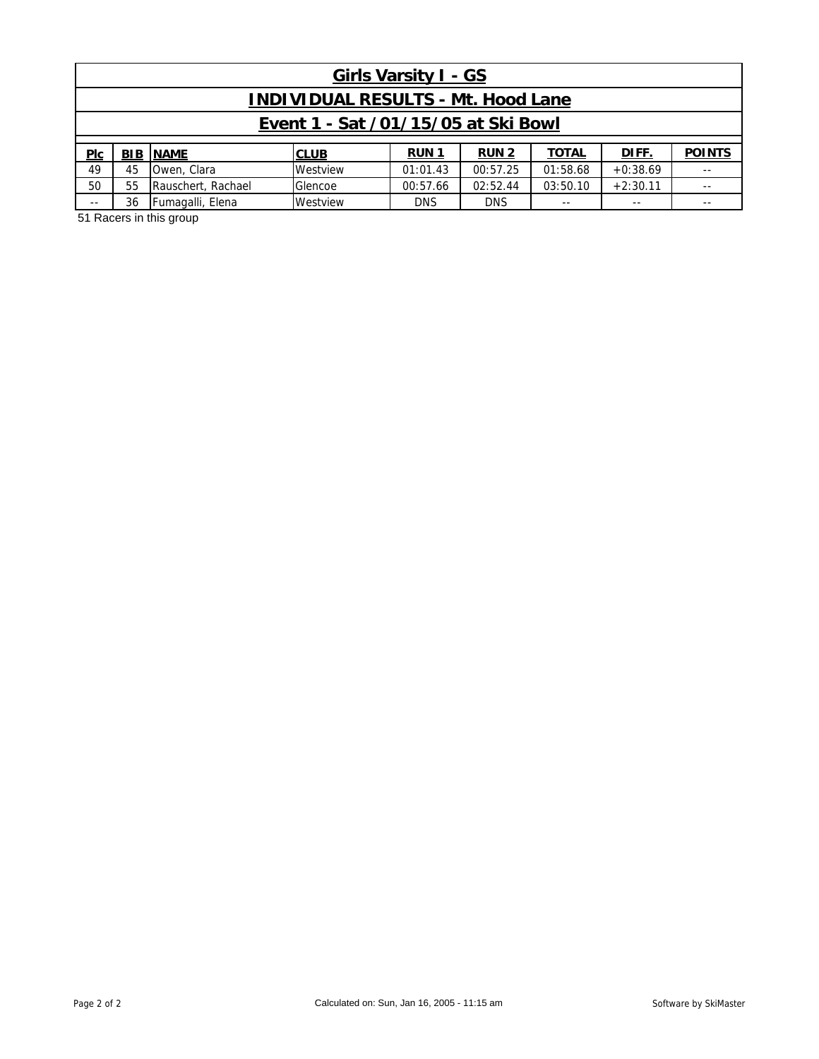## Girls Varsity I - GS

## INDIVIDUAL RESULTS - Mt. Hood Lane

## Event 1 - Sat /01/15/05 at Ski Bowl

| Plc | BIB | NAME | CLUB | RUN 1 | RUN 2 | TOTAL | DIFF. | POINTS |
|---|---|---|---|---|---|---|---|---|
| 49 | 45 | Owen, Clara | Westview | 01:01.43 | 00:57.25 | 01:58.68 | +0:38.69 | -- |
| 50 | 55 | Rauschert, Rachael | Glencoe | 00:57.66 | 02:52.44 | 03:50.10 | +2:30.11 | -- |
| -- | 36 | Fumagalli, Elena | Westview | DNS | DNS | -- | -- | -- |

51 Racers in this group

Calculated on: Sun, Jan 16, 2005 - 11:15 am

Software by SkiMaster